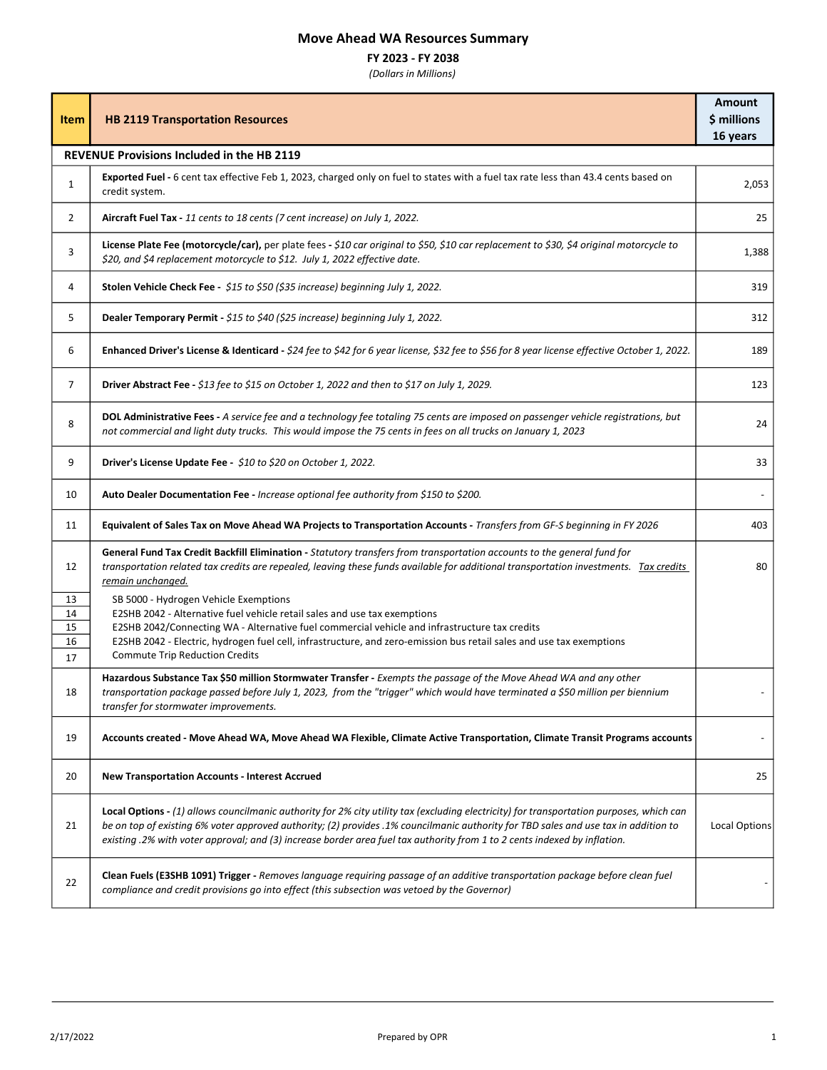# Move Ahead WA Resources Summary

## FY 2023 - FY 2038

*(Dollars in Millions)*

| Item | HB 2119 Transportation Resources | Amount $ millions 16 years |
|---|---|---|
| | **REVENUE Provisions Included in the HB 2119** | |
| 1 | **Exported Fuel -** 6 cent tax effective Feb 1, 2023, charged only on fuel to states with a fuel tax rate less than 43.4 cents based on credit system. | 2,053 |
| 2 | **Aircraft Fuel Tax -** *11 cents to 18 cents (7 cent increase) on July 1, 2022.* | 25 |
| 3 | **License Plate Fee (motorcycle/car),** per plate fees **-** *$10 car original to $50, $10 car replacement to $30, $4 original motorcycle to $20, and $4 replacement motorcycle to $12. July 1, 2022 effective date.* | 1,388 |
| 4 | **Stolen Vehicle Check Fee -** *$15 to $50 ($35 increase) beginning July 1, 2022.* | 319 |
| 5 | **Dealer Temporary Permit -** *$15 to $40 ($25 increase) beginning July 1, 2022.* | 312 |
| 6 | **Enhanced Driver's License & Identicard -** *$24 fee to $42 for 6 year license, $32 fee to $56 for 8 year license effective October 1, 2022.* | 189 |
| 7 | **Driver Abstract Fee -** *$13 fee to $15 on October 1, 2022 and then to $17 on July 1, 2029.* | 123 |
| 8 | **DOL Administrative Fees -** *A service fee and a technology fee totaling 75 cents are imposed on passenger vehicle registrations, but not commercial and light duty trucks. This would impose the 75 cents in fees on all trucks on January 1, 2023* | 24 |
| 9 | **Driver's License Update Fee -** *$10 to $20 on October 1, 2022.* | 33 |
| 10 | **Auto Dealer Documentation Fee -** *Increase optional fee authority from $150 to $200.* | - |
| 11 | **Equivalent of Sales Tax on Move Ahead WA Projects to Transportation Accounts -** *Transfers from GF-S beginning in FY 2026* | 403 |
| 12 | **General Fund Tax Credit Backfill Elimination -** *Statutory transfers from transportation accounts to the general fund for transportation related tax credits are repealed, leaving these funds available for additional transportation investments. Tax credits remain unchanged.* | 80 |
| 13 | SB 5000 - Hydrogen Vehicle Exemptions | |
| 14 | E2SHB 2042 - Alternative fuel vehicle retail sales and use tax exemptions | |
| 15 | E2SHB 2042/Connecting WA - Alternative fuel commercial vehicle and infrastructure tax credits | |
| 16 | E2SHB 2042 - Electric, hydrogen fuel cell, infrastructure, and zero-emission bus retail sales and use tax exemptions | |
| 17 | Commute Trip Reduction Credits | |
| 18 | **Hazardous Substance Tax $50 million Stormwater Transfer -** *Exempts the passage of the Move Ahead WA and any other transportation package passed before July 1, 2023, from the "trigger" which would have terminated a $50 million per biennium transfer for stormwater improvements.* | - |
| 19 | **Accounts created - Move Ahead WA, Move Ahead WA Flexible, Climate Active Transportation, Climate Transit Programs accounts** | - |
| 20 | **New Transportation Accounts - Interest Accrued** | 25 |
| 21 | **Local Options -** *(1) allows councilmanic authority for 2% city utility tax (excluding electricity) for transportation purposes, which can be on top of existing 6% voter approved authority; (2) provides .1% councilmanic authority for TBD sales and use tax in addition to existing .2% with voter approval; and (3) increase border area fuel tax authority from 1 to 2 cents indexed by inflation.* | Local Options |
| 22 | **Clean Fuels (E3SHB 1091) Trigger -** *Removes language requiring passage of an additive transportation package before clean fuel compliance and credit provisions go into effect (this subsection was vetoed by the Governor)* | - |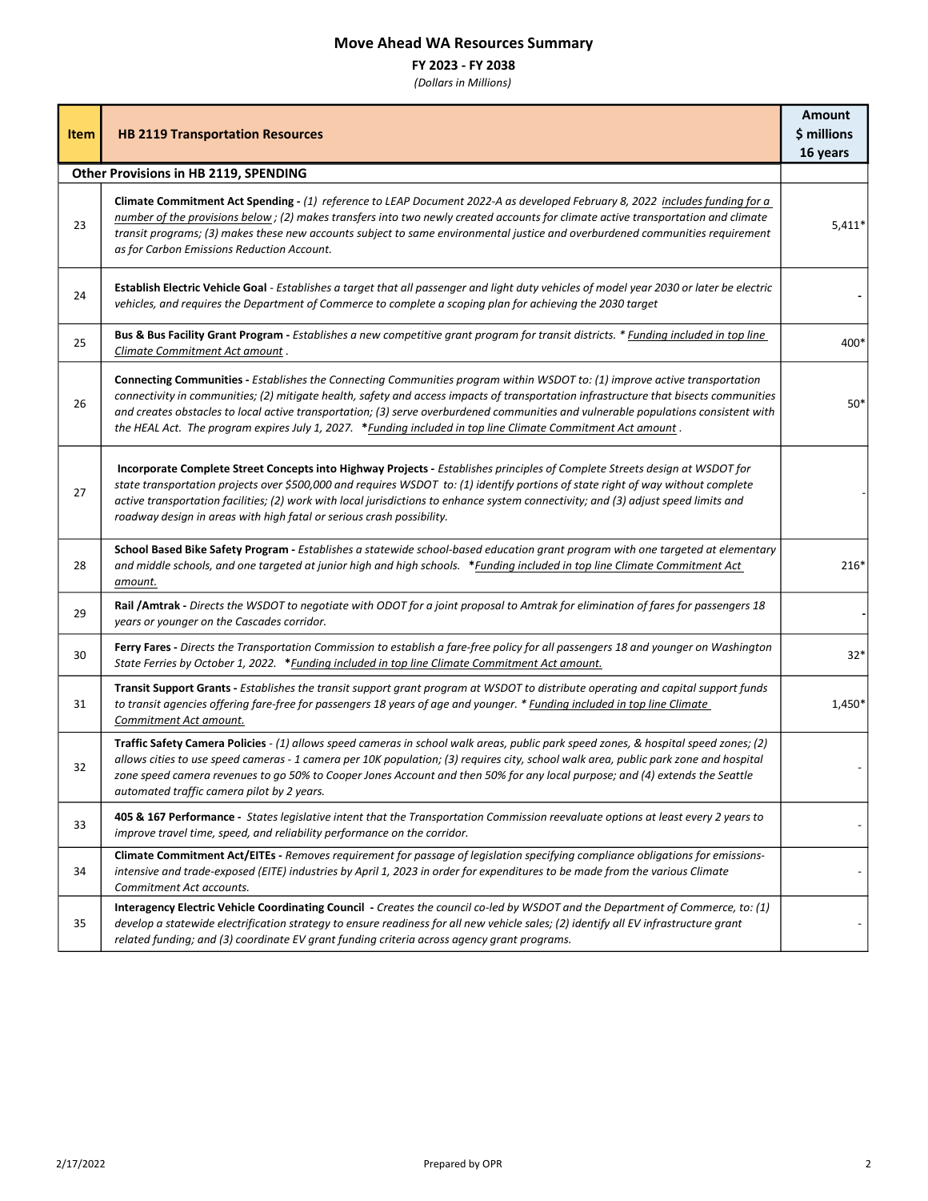# Move Ahead WA Resources Summary

**FY 2023 - FY 2038**

*(Dollars in Millions)*

| Item | HB 2119 Transportation Resources | Amount $ millions 16 years |
|---|---|---|
| | **Other Provisions in HB 2119, SPENDING** | |
| 23 | **Climate Commitment Act Spending -** *(1) reference to LEAP Document 2022-A as developed February 8, 2022 includes funding for a number of the provisions below ; (2) makes transfers into two newly created accounts for climate active transportation and climate transit programs; (3) makes these new accounts subject to same environmental justice and overburdened communities requirement as for Carbon Emissions Reduction Account.* | 5,411* |
| 24 | **Establish Electric Vehicle Goal** - *Establishes a target that all passenger and light duty vehicles of model year 2030 or later be electric vehicles, and requires the Department of Commerce to complete a scoping plan for achieving the 2030 target* | - |
| 25 | **Bus & Bus Facility Grant Program -** *Establishes a new competitive grant program for transit districts. * Funding included in top line Climate Commitment Act amount .* | 400* |
| 26 | **Connecting Communities -** *Establishes the Connecting Communities program within WSDOT to: (1) improve active transportation connectivity in communities; (2) mitigate health, safety and access impacts of transportation infrastructure that bisects communities and creates obstacles to local active transportation; (3) serve overburdened communities and vulnerable populations consistent with the HEAL Act. The program expires July 1, 2027.* ***Funding included in top line Climate Commitment Act amount .*** | 50* |
| 27 | **Incorporate Complete Street Concepts into Highway Projects -** *Establishes principles of Complete Streets design at WSDOT for state transportation projects over $500,000 and requires WSDOT to: (1) identify portions of state right of way without complete active transportation facilities; (2) work with local jurisdictions to enhance system connectivity; and (3) adjust speed limits and roadway design in areas with high fatal or serious crash possibility.* | - |
| 28 | **School Based Bike Safety Program -** *Establishes a statewide school-based education grant program with one targeted at elementary and middle schools, and one targeted at junior high and high schools.* ***Funding included in top line Climate Commitment Act amount.*** | 216* |
| 29 | **Rail /Amtrak -** *Directs the WSDOT to negotiate with ODOT for a joint proposal to Amtrak for elimination of fares for passengers 18 years or younger on the Cascades corridor.* | - |
| 30 | **Ferry Fares -** *Directs the Transportation Commission to establish a fare-free policy for all passengers 18 and younger on Washington State Ferries by October 1, 2022.* ***Funding included in top line Climate Commitment Act amount.*** | 32* |
| 31 | **Transit Support Grants -** *Establishes the transit support grant program at WSDOT to distribute operating and capital support funds to transit agencies offering fare-free for passengers 18 years of age and younger. * Funding included in top line Climate Commitment Act amount.* | 1,450* |
| 32 | **Traffic Safety Camera Policies** - *(1) allows speed cameras in school walk areas, public park speed zones, & hospital speed zones; (2) allows cities to use speed cameras - 1 camera per 10K population; (3) requires city, school walk area, public park zone and hospital zone speed camera revenues to go 50% to Cooper Jones Account and then 50% for any local purpose; and (4) extends the Seattle automated traffic camera pilot by 2 years.* | - |
| 33 | **405 & 167 Performance -** *States legislative intent that the Transportation Commission reevaluate options at least every 2 years to improve travel time, speed, and reliability performance on the corridor.* | - |
| 34 | **Climate Commitment Act/EITEs -** *Removes requirement for passage of legislation specifying compliance obligations for emissions-intensive and trade-exposed (EITE) industries by April 1, 2023 in order for expenditures to be made from the various Climate Commitment Act accounts.* | - |
| 35 | **Interagency Electric Vehicle Coordinating Council -** *Creates the council co-led by WSDOT and the Department of Commerce, to: (1) develop a statewide electrification strategy to ensure readiness for all new vehicle sales; (2) identify all EV infrastructure grant related funding; and (3) coordinate EV grant funding criteria across agency grant programs.* | - |

2/17/2022 Prepared by OPR